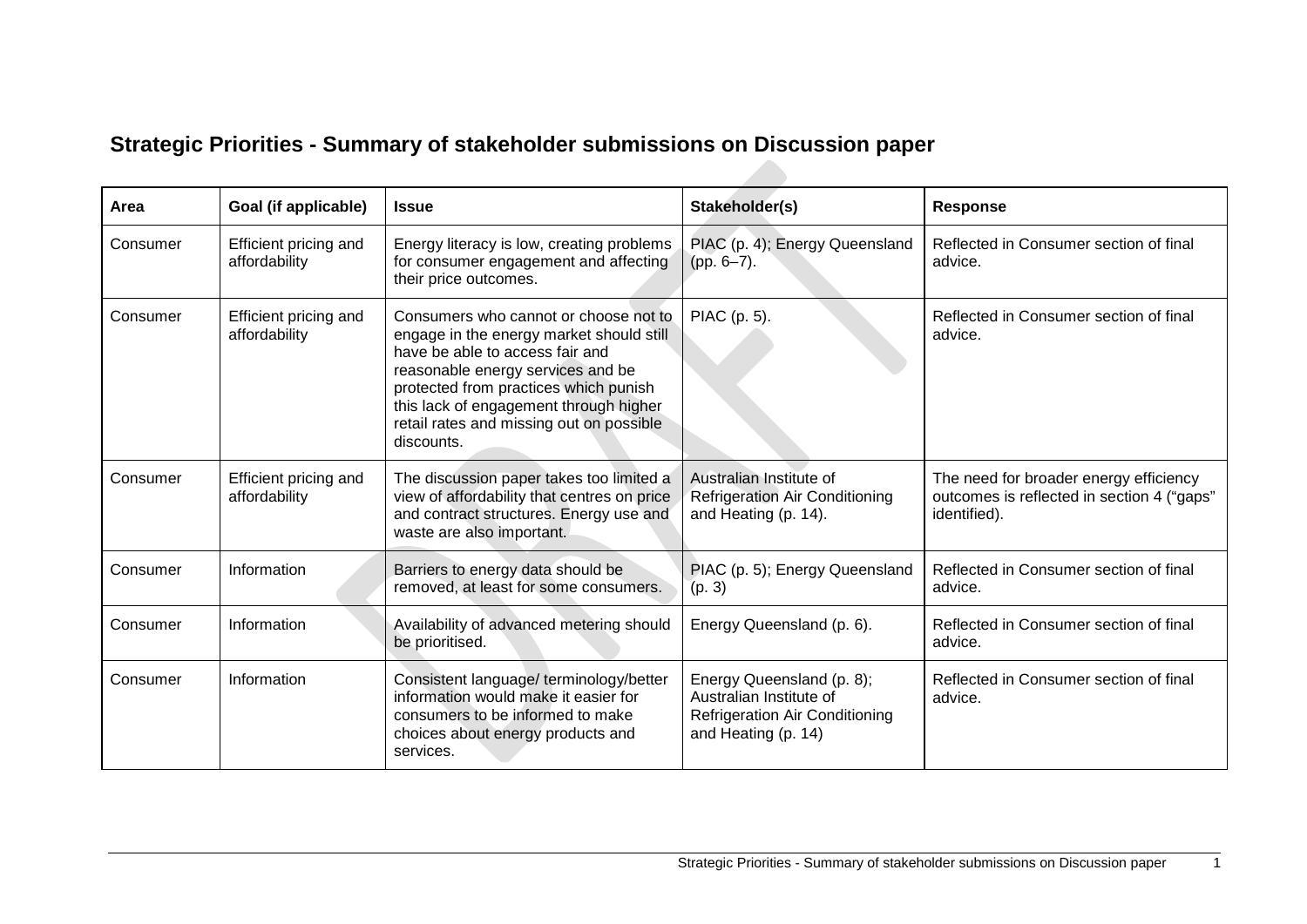## Strategic Priorities - Summary of stakeholder submissions on Discussion paper

| Area | Goal (if applicable) | Issue | Stakeholder(s) | Response |
|---|---|---|---|---|
| Consumer | Efficient pricing and affordability | Energy literacy is low, creating problems for consumer engagement and affecting their price outcomes. | PIAC (p. 4); Energy Queensland (pp. 6–7). | Reflected in Consumer section of final advice. |
| Consumer | Efficient pricing and affordability | Consumers who cannot or choose not to engage in the energy market should still have be able to access fair and reasonable energy services and be protected from practices which punish this lack of engagement through higher retail rates and missing out on possible discounts. | PIAC (p. 5). | Reflected in Consumer section of final advice. |
| Consumer | Efficient pricing and affordability | The discussion paper takes too limited a view of affordability that centres on price and contract structures. Energy use and waste are also important. | Australian Institute of Refrigeration Air Conditioning and Heating (p. 14). | The need for broader energy efficiency outcomes is reflected in section 4 ("gaps" identified). |
| Consumer | Information | Barriers to energy data should be removed, at least for some consumers. | PIAC (p. 5); Energy Queensland (p. 3) | Reflected in Consumer section of final advice. |
| Consumer | Information | Availability of advanced metering should be prioritised. | Energy Queensland (p. 6). | Reflected in Consumer section of final advice. |
| Consumer | Information | Consistent language/ terminology/better information would make it easier for consumers to be informed to make choices about energy products and services. | Energy Queensland (p. 8); Australian Institute of Refrigeration Air Conditioning and Heating (p. 14) | Reflected in Consumer section of final advice. |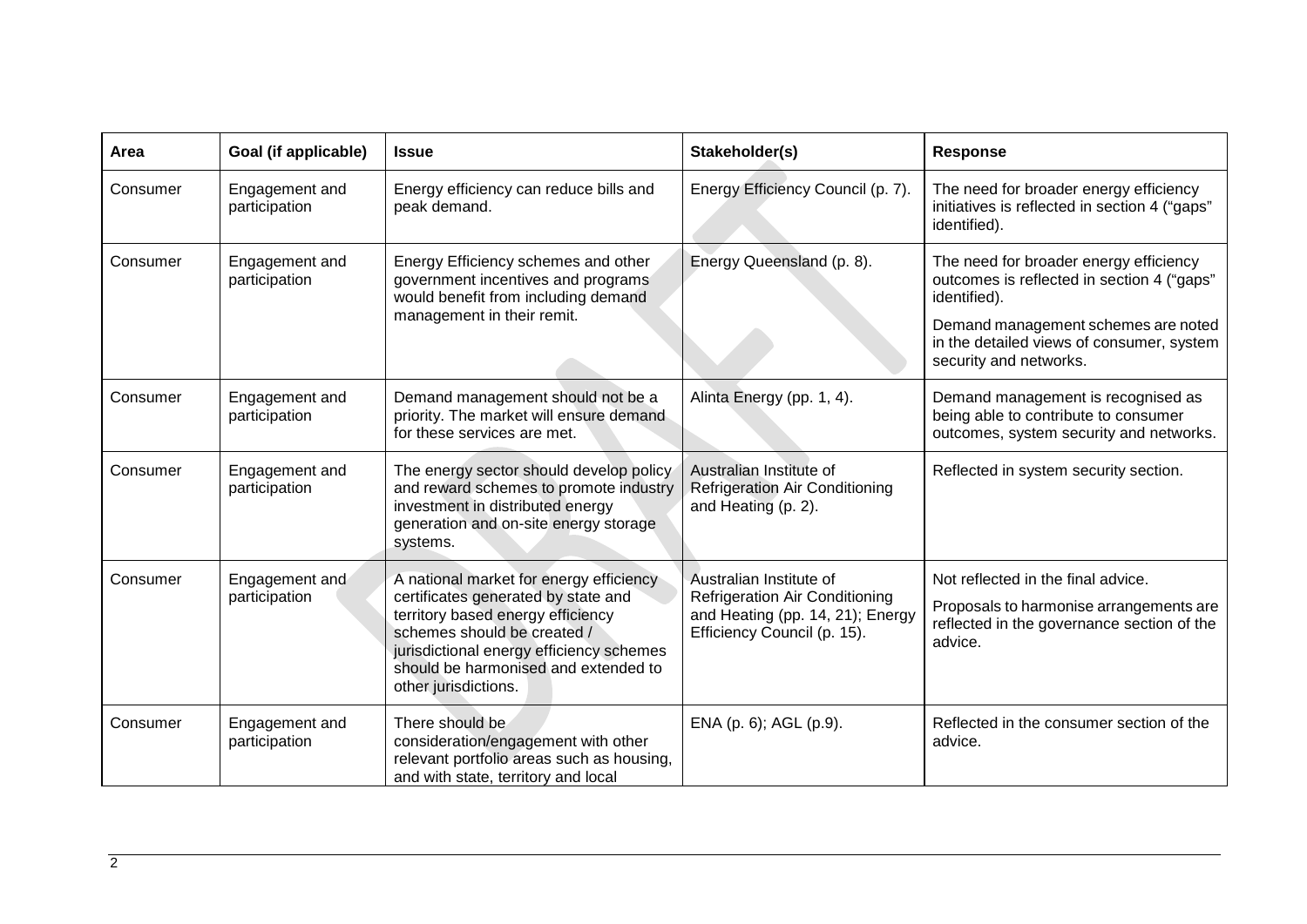| Area | Goal (if applicable) | Issue | Stakeholder(s) | Response |
|---|---|---|---|---|
| Consumer | Engagement and participation | Energy efficiency can reduce bills and peak demand. | Energy Efficiency Council (p. 7). | The need for broader energy efficiency initiatives is reflected in section 4 ("gaps" identified). |
| Consumer | Engagement and participation | Energy Efficiency schemes and other government incentives and programs would benefit from including demand management in their remit. | Energy Queensland (p. 8). | The need for broader energy efficiency outcomes is reflected in section 4 ("gaps" identified).<br><br>Demand management schemes are noted in the detailed views of consumer, system security and networks. |
| Consumer | Engagement and participation | Demand management should not be a priority. The market will ensure demand for these services are met. | Alinta Energy (pp. 1, 4). | Demand management is recognised as being able to contribute to consumer outcomes, system security and networks. |
| Consumer | Engagement and participation | The energy sector should develop policy and reward schemes to promote industry investment in distributed energy generation and on-site energy storage systems. | Australian Institute of Refrigeration Air Conditioning and Heating (p. 2). | Reflected in system security section. |
| Consumer | Engagement and participation | A national market for energy efficiency certificates generated by state and territory based energy efficiency schemes should be created / jurisdictional energy efficiency schemes should be harmonised and extended to other jurisdictions. | Australian Institute of Refrigeration Air Conditioning and Heating (pp. 14, 21); Energy Efficiency Council (p. 15). | Not reflected in the final advice.<br><br>Proposals to harmonise arrangements are reflected in the governance section of the advice. |
| Consumer | Engagement and participation | There should be consideration/engagement with other relevant portfolio areas such as housing, and with state, territory and local | ENA (p. 6); AGL (p.9). | Reflected in the consumer section of the advice. |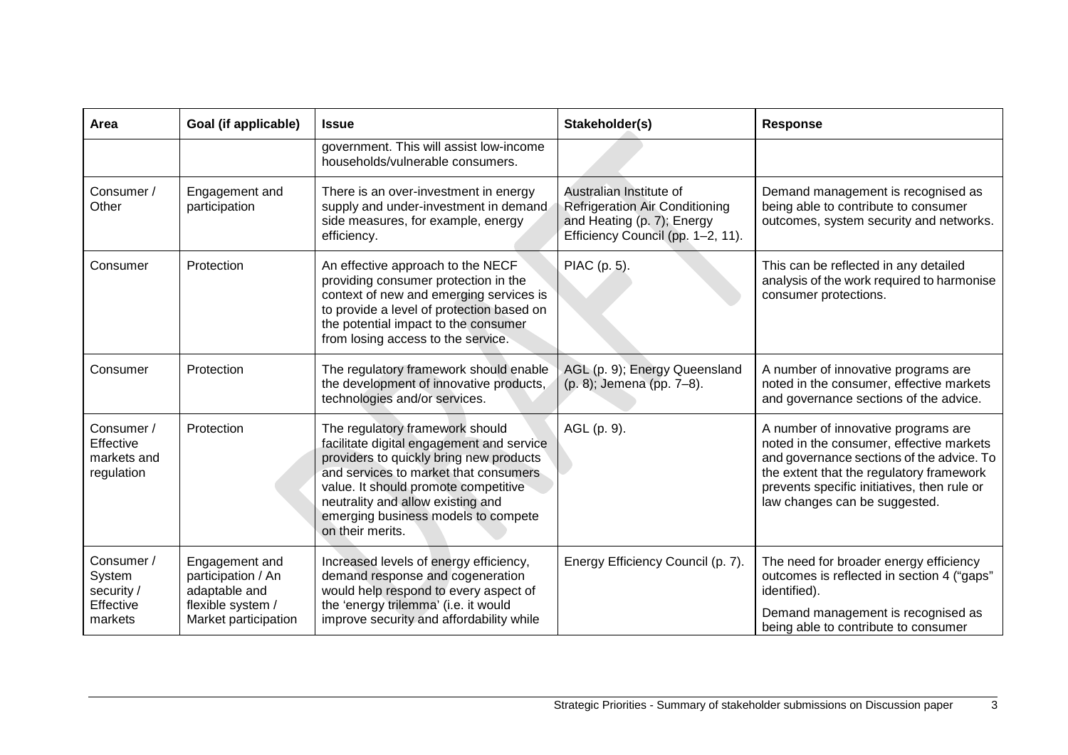| Area | Goal (if applicable) | Issue | Stakeholder(s) | Response |
|---|---|---|---|---|
| | | government. This will assist low-income households/vulnerable consumers. | | |
| Consumer / Other | Engagement and participation | There is an over-investment in energy supply and under-investment in demand side measures, for example, energy efficiency. | Australian Institute of Refrigeration Air Conditioning and Heating (p. 7); Energy Efficiency Council (pp. 1–2, 11). | Demand management is recognised as being able to contribute to consumer outcomes, system security and networks. |
| Consumer | Protection | An effective approach to the NECF providing consumer protection in the context of new and emerging services is to provide a level of protection based on the potential impact to the consumer from losing access to the service. | PIAC (p. 5). | This can be reflected in any detailed analysis of the work required to harmonise consumer protections. |
| Consumer | Protection | The regulatory framework should enable the development of innovative products, technologies and/or services. | AGL (p. 9); Energy Queensland (p. 8); Jemena (pp. 7–8). | A number of innovative programs are noted in the consumer, effective markets and governance sections of the advice. |
| Consumer / Effective markets and regulation | Protection | The regulatory framework should facilitate digital engagement and service providers to quickly bring new products and services to market that consumers value. It should promote competitive neutrality and allow existing and emerging business models to compete on their merits. | AGL (p. 9). | A number of innovative programs are noted in the consumer, effective markets and governance sections of the advice. To the extent that the regulatory framework prevents specific initiatives, then rule or law changes can be suggested. |
| Consumer / System security / Effective markets | Engagement and participation / An adaptable and flexible system / Market participation | Increased levels of energy efficiency, demand response and cogeneration would help respond to every aspect of the 'energy trilemma' (i.e. it would improve security and affordability while | Energy Efficiency Council (p. 7). | The need for broader energy efficiency outcomes is reflected in section 4 ("gaps" identified).<br><br>Demand management is recognised as being able to contribute to consumer |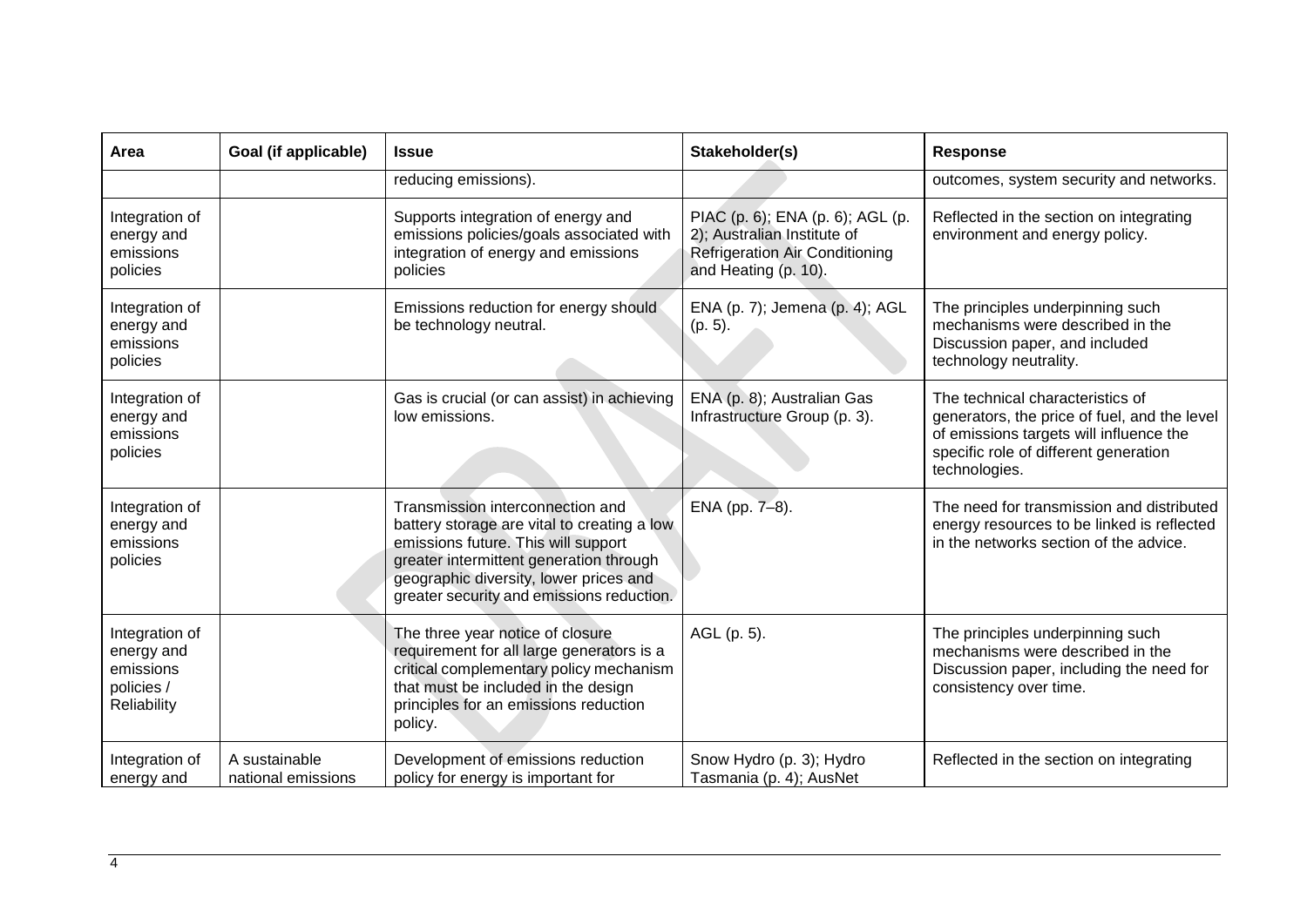| Area | Goal (if applicable) | Issue | Stakeholder(s) | Response |
|---|---|---|---|---|
| | | reducing emissions). | | outcomes, system security and networks. |
| Integration of energy and emissions policies | | Supports integration of energy and emissions policies/goals associated with integration of energy and emissions policies | PIAC (p. 6); ENA (p. 6); AGL (p. 2); Australian Institute of Refrigeration Air Conditioning and Heating (p. 10). | Reflected in the section on integrating environment and energy policy. |
| Integration of energy and emissions policies | | Emissions reduction for energy should be technology neutral. | ENA (p. 7); Jemena (p. 4); AGL (p. 5). | The principles underpinning such mechanisms were described in the Discussion paper, and included technology neutrality. |
| Integration of energy and emissions policies | | Gas is crucial (or can assist) in achieving low emissions. | ENA (p. 8); Australian Gas Infrastructure Group (p. 3). | The technical characteristics of generators, the price of fuel, and the level of emissions targets will influence the specific role of different generation technologies. |
| Integration of energy and emissions policies | | Transmission interconnection and battery storage are vital to creating a low emissions future. This will support greater intermittent generation through geographic diversity, lower prices and greater security and emissions reduction. | ENA (pp. 7–8). | The need for transmission and distributed energy resources to be linked is reflected in the networks section of the advice. |
| Integration of energy and emissions policies / Reliability | | The three year notice of closure requirement for all large generators is a critical complementary policy mechanism that must be included in the design principles for an emissions reduction policy. | AGL (p. 5). | The principles underpinning such mechanisms were described in the Discussion paper, including the need for consistency over time. |
| Integration of energy and | A sustainable national emissions | Development of emissions reduction policy for energy is important for | Snow Hydro (p. 3); Hydro Tasmania (p. 4); AusNet | Reflected in the section on integrating |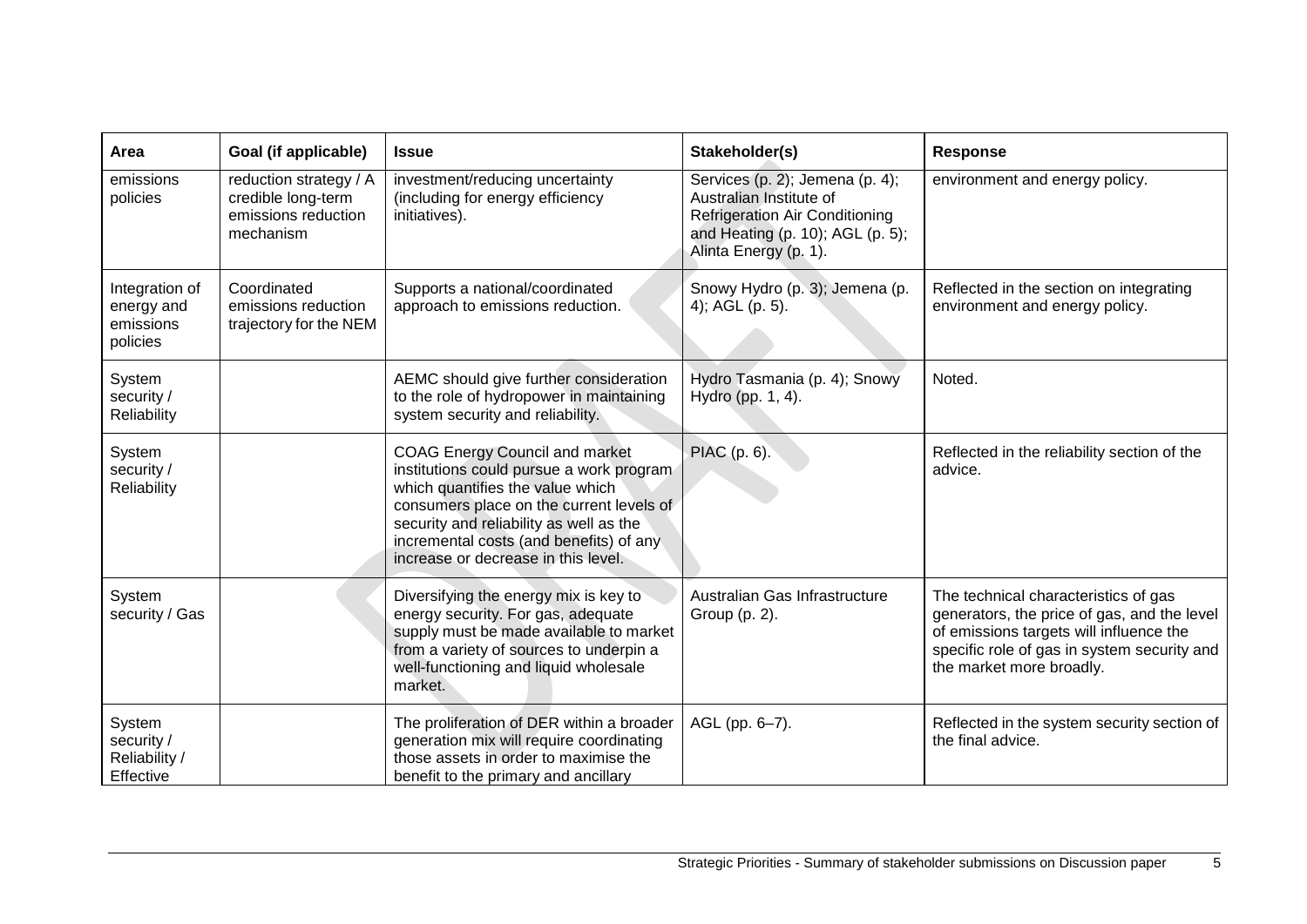| Area | Goal (if applicable) | Issue | Stakeholder(s) | Response |
|---|---|---|---|---|
| emissions policies | reduction strategy / A credible long-term emissions reduction mechanism | investment/reducing uncertainty (including for energy efficiency initiatives). | Services (p. 2); Jemena (p. 4); Australian Institute of Refrigeration Air Conditioning and Heating (p. 10); AGL (p. 5); Alinta Energy (p. 1). | environment and energy policy. |
| Integration of energy and emissions policies | Coordinated emissions reduction trajectory for the NEM | Supports a national/coordinated approach to emissions reduction. | Snowy Hydro (p. 3); Jemena (p. 4); AGL (p. 5). | Reflected in the section on integrating environment and energy policy. |
| System security / Reliability | | AEMC should give further consideration to the role of hydropower in maintaining system security and reliability. | Hydro Tasmania (p. 4); Snowy Hydro (pp. 1, 4). | Noted. |
| System security / Reliability | | COAG Energy Council and market institutions could pursue a work program which quantifies the value which consumers place on the current levels of security and reliability as well as the incremental costs (and benefits) of any increase or decrease in this level. | PIAC (p. 6). | Reflected in the reliability section of the advice. |
| System security / Gas | | Diversifying the energy mix is key to energy security. For gas, adequate supply must be made available to market from a variety of sources to underpin a well-functioning and liquid wholesale market. | Australian Gas Infrastructure Group (p. 2). | The technical characteristics of gas generators, the price of gas, and the level of emissions targets will influence the specific role of gas in system security and the market more broadly. |
| System security / Reliability / Effective | | The proliferation of DER within a broader generation mix will require coordinating those assets in order to maximise the benefit to the primary and ancillary | AGL (pp. 6–7). | Reflected in the system security section of the final advice. |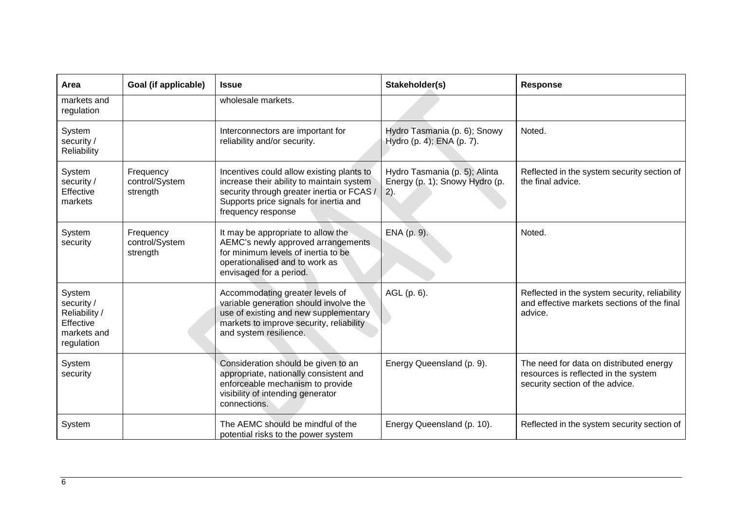| Area | Goal (if applicable) | Issue | Stakeholder(s) | Response |
| --- | --- | --- | --- | --- |
| markets and regulation | | wholesale markets. | | |
| System security / Reliability | | Interconnectors are important for reliability and/or security. | Hydro Tasmania (p. 6); Snowy Hydro (p. 4); ENA (p. 7). | Noted. |
| System security / Effective markets | Frequency control/System strength | Incentives could allow existing plants to increase their ability to maintain system security through greater inertia or FCAS / Supports price signals for inertia and frequency response | Hydro Tasmania (p. 5); Alinta Energy (p. 1); Snowy Hydro (p. 2). | Reflected in the system security section of the final advice. |
| System security | Frequency control/System strength | It may be appropriate to allow the AEMC's newly approved arrangements for minimum levels of inertia to be operationalised and to work as envisaged for a period. | ENA (p. 9). | Noted. |
| System security / Reliability / Effective markets and regulation | | Accommodating greater levels of variable generation should involve the use of existing and new supplementary markets to improve security, reliability and system resilience. | AGL (p. 6). | Reflected in the system security, reliability and effective markets sections of the final advice. |
| System security | | Consideration should be given to an appropriate, nationally consistent and enforceable mechanism to provide visibility of intending generator connections. | Energy Queensland (p. 9). | The need for data on distributed energy resources is reflected in the system security section of the advice. |
| System | | The AEMC should be mindful of the potential risks to the power system | Energy Queensland (p. 10). | Reflected in the system security section of |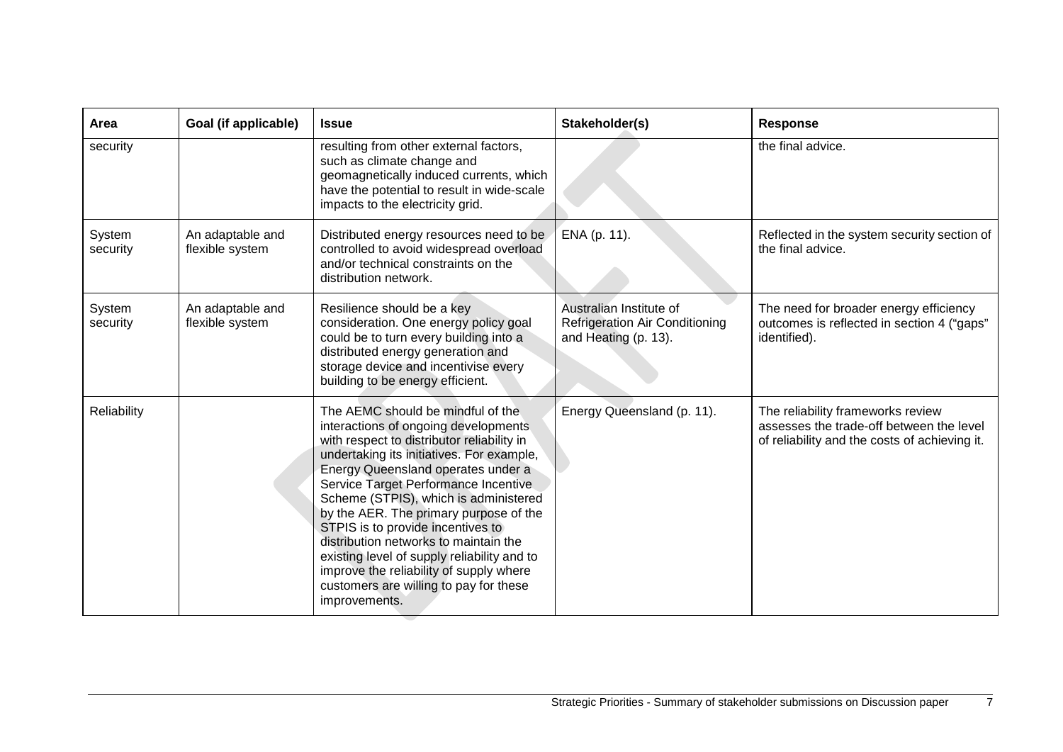| Area | Goal (if applicable) | Issue | Stakeholder(s) | Response |
|---|---|---|---|---|
| security | | resulting from other external factors, such as climate change and geomagnetically induced currents, which have the potential to result in wide-scale impacts to the electricity grid. | | the final advice. |
| System security | An adaptable and flexible system | Distributed energy resources need to be controlled to avoid widespread overload and/or technical constraints on the distribution network. | ENA (p. 11). | Reflected in the system security section of the final advice. |
| System security | An adaptable and flexible system | Resilience should be a key consideration. One energy policy goal could be to turn every building into a distributed energy generation and storage device and incentivise every building to be energy efficient. | Australian Institute of Refrigeration Air Conditioning and Heating (p. 13). | The need for broader energy efficiency outcomes is reflected in section 4 ("gaps" identified). |
| Reliability | | The AEMC should be mindful of the interactions of ongoing developments with respect to distributor reliability in undertaking its initiatives. For example, Energy Queensland operates under a Service Target Performance Incentive Scheme (STPIS), which is administered by the AER. The primary purpose of the STPIS is to provide incentives to distribution networks to maintain the existing level of supply reliability and to improve the reliability of supply where customers are willing to pay for these improvements. | Energy Queensland (p. 11). | The reliability frameworks review assesses the trade-off between the level of reliability and the costs of achieving it. |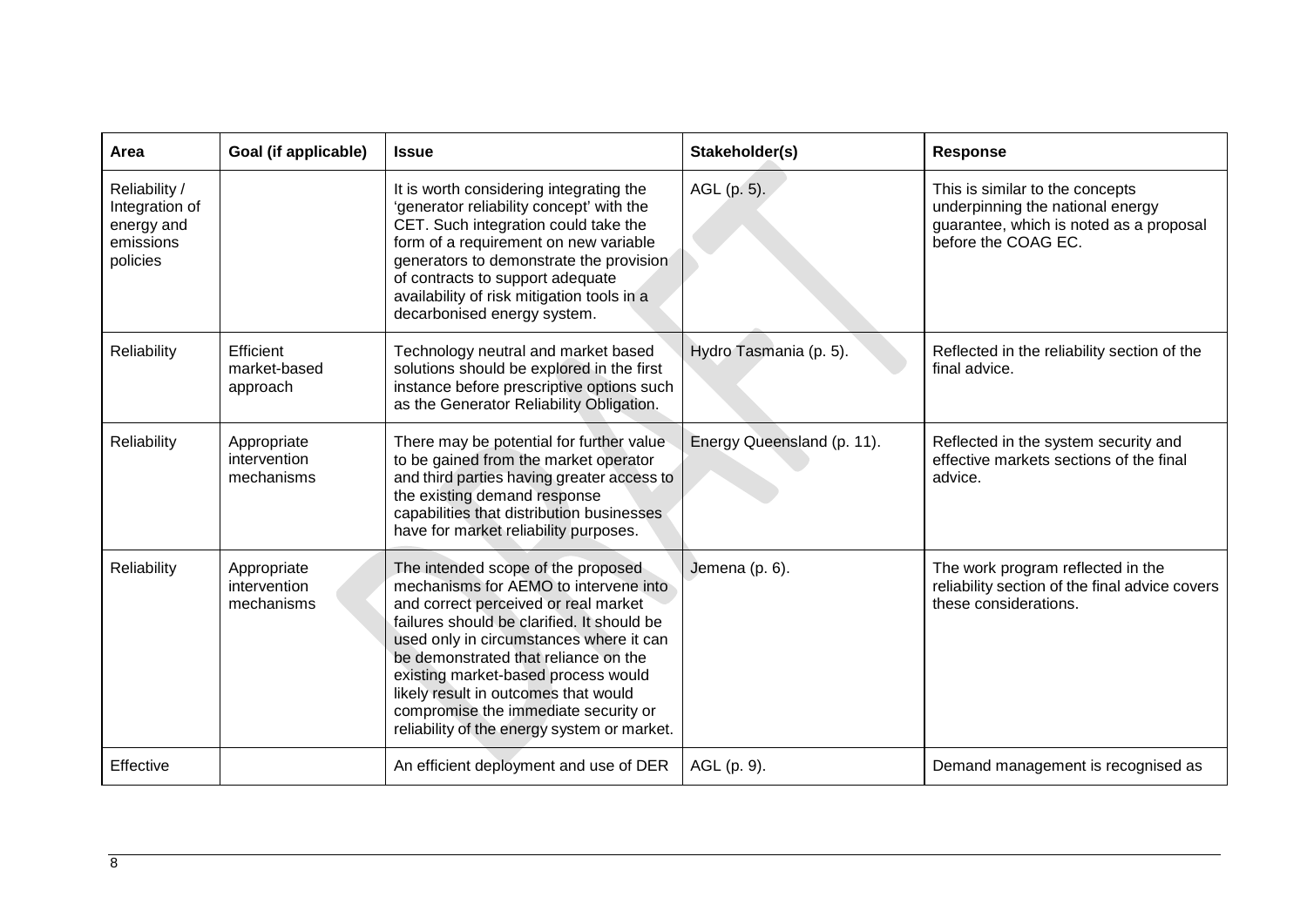| Area | Goal (if applicable) | Issue | Stakeholder(s) | Response |
|---|---|---|---|---|
| Reliability / Integration of energy and emissions policies | | It is worth considering integrating the 'generator reliability concept' with the CET. Such integration could take the form of a requirement on new variable generators to demonstrate the provision of contracts to support adequate availability of risk mitigation tools in a decarbonised energy system. | AGL (p. 5). | This is similar to the concepts underpinning the national energy guarantee, which is noted as a proposal before the COAG EC. |
| Reliability | Efficient market-based approach | Technology neutral and market based solutions should be explored in the first instance before prescriptive options such as the Generator Reliability Obligation. | Hydro Tasmania (p. 5). | Reflected in the reliability section of the final advice. |
| Reliability | Appropriate intervention mechanisms | There may be potential for further value to be gained from the market operator and third parties having greater access to the existing demand response capabilities that distribution businesses have for market reliability purposes. | Energy Queensland (p. 11). | Reflected in the system security and effective markets sections of the final advice. |
| Reliability | Appropriate intervention mechanisms | The intended scope of the proposed mechanisms for AEMO to intervene into and correct perceived or real market failures should be clarified. It should be used only in circumstances where it can be demonstrated that reliance on the existing market-based process would likely result in outcomes that would compromise the immediate security or reliability of the energy system or market. | Jemena (p. 6). | The work program reflected in the reliability section of the final advice covers these considerations. |
| Effective | | An efficient deployment and use of DER | AGL (p. 9). | Demand management is recognised as |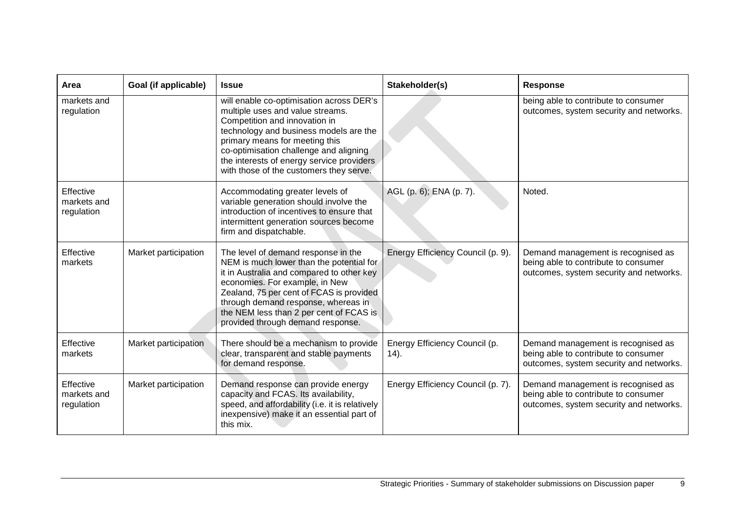| Area | Goal (if applicable) | Issue | Stakeholder(s) | Response |
|---|---|---|---|---|
| markets and regulation | | will enable co-optimisation across DER's multiple uses and value streams. Competition and innovation in technology and business models are the primary means for meeting this co-optimisation challenge and aligning the interests of energy service providers with those of the customers they serve. | | being able to contribute to consumer outcomes, system security and networks. |
| Effective markets and regulation | | Accommodating greater levels of variable generation should involve the introduction of incentives to ensure that intermittent generation sources become firm and dispatchable. | AGL (p. 6); ENA (p. 7). | Noted. |
| Effective markets | Market participation | The level of demand response in the NEM is much lower than the potential for it in Australia and compared to other key economies. For example, in New Zealand, 75 per cent of FCAS is provided through demand response, whereas in the NEM less than 2 per cent of FCAS is provided through demand response. | Energy Efficiency Council (p. 9). | Demand management is recognised as being able to contribute to consumer outcomes, system security and networks. |
| Effective markets | Market participation | There should be a mechanism to provide clear, transparent and stable payments for demand response. | Energy Efficiency Council (p. 14). | Demand management is recognised as being able to contribute to consumer outcomes, system security and networks. |
| Effective markets and regulation | Market participation | Demand response can provide energy capacity and FCAS. Its availability, speed, and affordability (i.e. it is relatively inexpensive) make it an essential part of this mix. | Energy Efficiency Council (p. 7). | Demand management is recognised as being able to contribute to consumer outcomes, system security and networks. |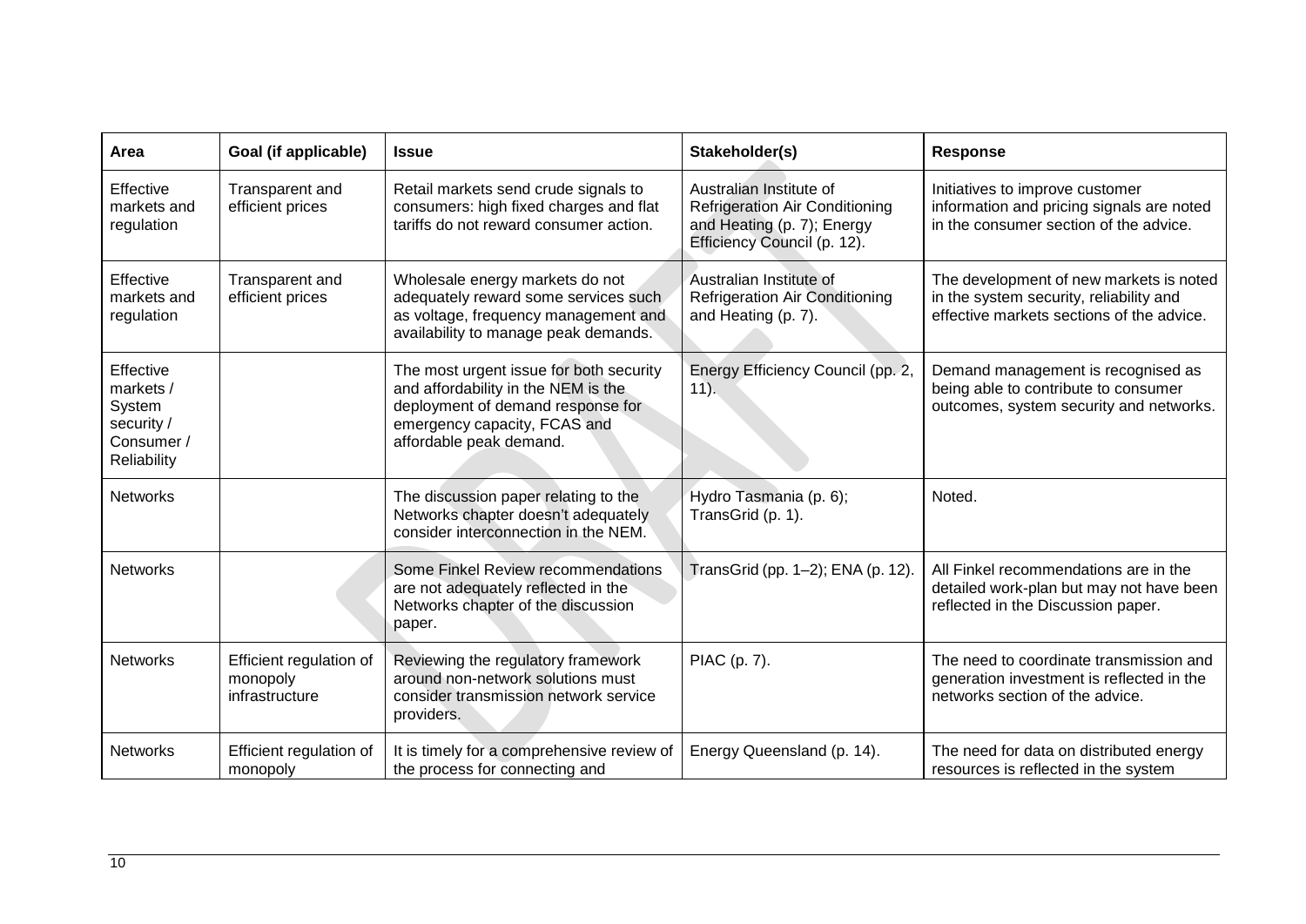| Area | Goal (if applicable) | Issue | Stakeholder(s) | Response |
|---|---|---|---|---|
| Effective markets and regulation | Transparent and efficient prices | Retail markets send crude signals to consumers: high fixed charges and flat tariffs do not reward consumer action. | Australian Institute of Refrigeration Air Conditioning and Heating (p. 7); Energy Efficiency Council (p. 12). | Initiatives to improve customer information and pricing signals are noted in the consumer section of the advice. |
| Effective markets and regulation | Transparent and efficient prices | Wholesale energy markets do not adequately reward some services such as voltage, frequency management and availability to manage peak demands. | Australian Institute of Refrigeration Air Conditioning and Heating (p. 7). | The development of new markets is noted in the system security, reliability and effective markets sections of the advice. |
| Effective markets / System security / Consumer / Reliability | | The most urgent issue for both security and affordability in the NEM is the deployment of demand response for emergency capacity, FCAS and affordable peak demand. | Energy Efficiency Council (pp. 2, 11). | Demand management is recognised as being able to contribute to consumer outcomes, system security and networks. |
| Networks | | The discussion paper relating to the Networks chapter doesn't adequately consider interconnection in the NEM. | Hydro Tasmania (p. 6); TransGrid (p. 1). | Noted. |
| Networks | | Some Finkel Review recommendations are not adequately reflected in the Networks chapter of the discussion paper. | TransGrid (pp. 1–2); ENA (p. 12). | All Finkel recommendations are in the detailed work-plan but may not have been reflected in the Discussion paper. |
| Networks | Efficient regulation of monopoly infrastructure | Reviewing the regulatory framework around non-network solutions must consider transmission network service providers. | PIAC (p. 7). | The need to coordinate transmission and generation investment is reflected in the networks section of the advice. |
| Networks | Efficient regulation of monopoly | It is timely for a comprehensive review of the process for connecting and | Energy Queensland (p. 14). | The need for data on distributed energy resources is reflected in the system |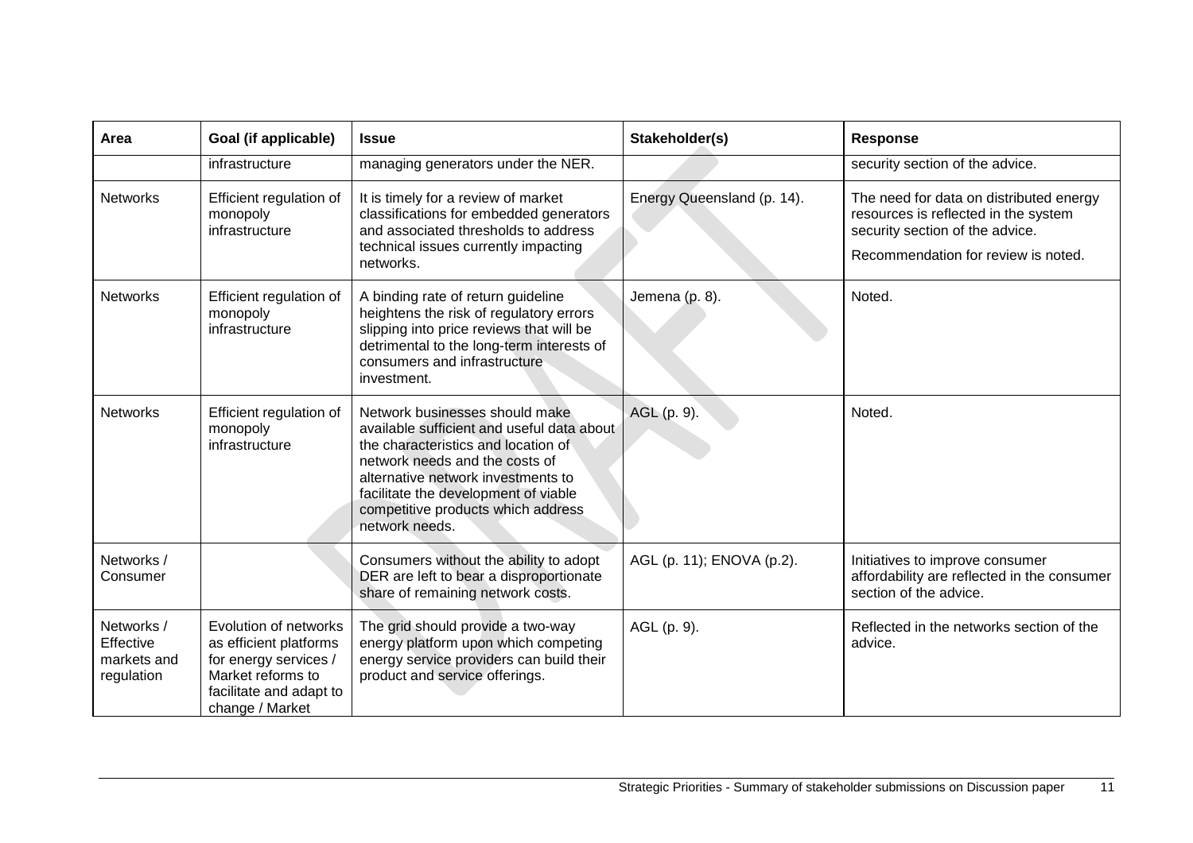| Area | Goal (if applicable) | Issue | Stakeholder(s) | Response |
|---|---|---|---|---|
| | infrastructure | managing generators under the NER. | | security section of the advice. |
| Networks | Efficient regulation of monopoly infrastructure | It is timely for a review of market classifications for embedded generators and associated thresholds to address technical issues currently impacting networks. | Energy Queensland (p. 14). | The need for data on distributed energy resources is reflected in the system security section of the advice.<br><br>Recommendation for review is noted. |
| Networks | Efficient regulation of monopoly infrastructure | A binding rate of return guideline heightens the risk of regulatory errors slipping into price reviews that will be detrimental to the long-term interests of consumers and infrastructure investment. | Jemena (p. 8). | Noted. |
| Networks | Efficient regulation of monopoly infrastructure | Network businesses should make available sufficient and useful data about the characteristics and location of network needs and the costs of alternative network investments to facilitate the development of viable competitive products which address network needs. | AGL (p. 9). | Noted. |
| Networks / Consumer | | Consumers without the ability to adopt DER are left to bear a disproportionate share of remaining network costs. | AGL (p. 11); ENOVA (p.2). | Initiatives to improve consumer affordability are reflected in the consumer section of the advice. |
| Networks / Effective markets and regulation | Evolution of networks as efficient platforms for energy services / Market reforms to facilitate and adapt to change / Market | The grid should provide a two-way energy platform upon which competing energy service providers can build their product and service offerings. | AGL (p. 9). | Reflected in the networks section of the advice. |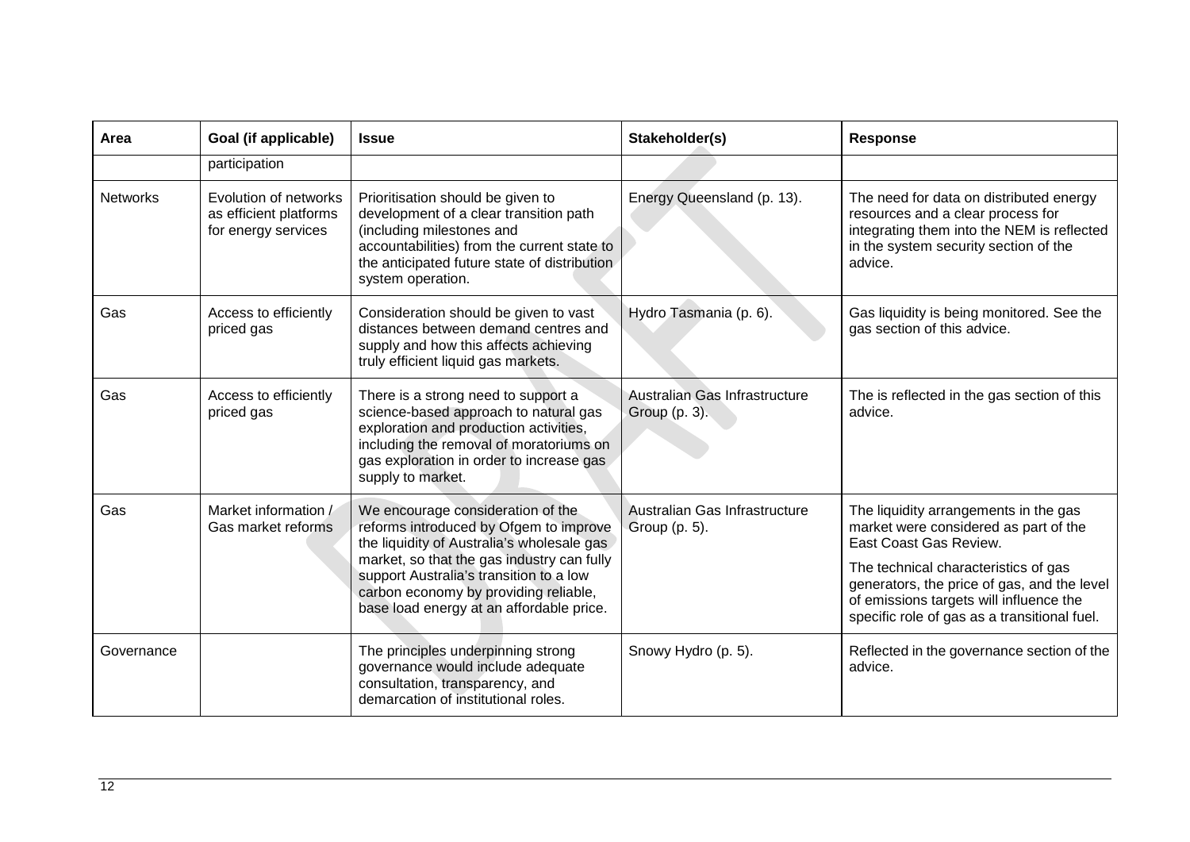| Area | Goal (if applicable) | Issue | Stakeholder(s) | Response |
|---|---|---|---|---|
| | participation | | | |
| Networks | Evolution of networks as efficient platforms for energy services | Prioritisation should be given to development of a clear transition path (including milestones and accountabilities) from the current state to the anticipated future state of distribution system operation. | Energy Queensland (p. 13). | The need for data on distributed energy resources and a clear process for integrating them into the NEM is reflected in the system security section of the advice. |
| Gas | Access to efficiently priced gas | Consideration should be given to vast distances between demand centres and supply and how this affects achieving truly efficient liquid gas markets. | Hydro Tasmania (p. 6). | Gas liquidity is being monitored. See the gas section of this advice. |
| Gas | Access to efficiently priced gas | There is a strong need to support a science-based approach to natural gas exploration and production activities, including the removal of moratoriums on gas exploration in order to increase gas supply to market. | Australian Gas Infrastructure Group (p. 3). | The is reflected in the gas section of this advice. |
| Gas | Market information / Gas market reforms | We encourage consideration of the reforms introduced by Ofgem to improve the liquidity of Australia's wholesale gas market, so that the gas industry can fully support Australia's transition to a low carbon economy by providing reliable, base load energy at an affordable price. | Australian Gas Infrastructure Group (p. 5). | The liquidity arrangements in the gas market were considered as part of the East Coast Gas Review.<br><br>The technical characteristics of gas generators, the price of gas, and the level of emissions targets will influence the specific role of gas as a transitional fuel. |
| Governance | | The principles underpinning strong governance would include adequate consultation, transparency, and demarcation of institutional roles. | Snowy Hydro (p. 5). | Reflected in the governance section of the advice. |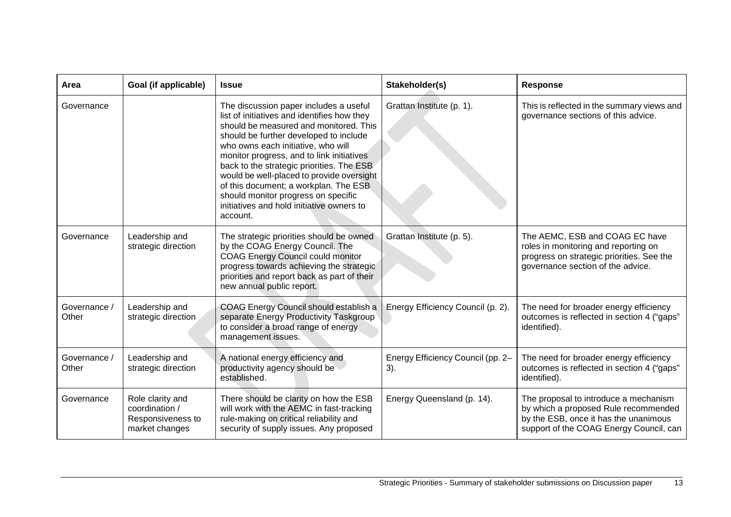| Area | Goal (if applicable) | Issue | Stakeholder(s) | Response |
|---|---|---|---|---|
| Governance | | The discussion paper includes a useful list of initiatives and identifies how they should be measured and monitored. This should be further developed to include who owns each initiative, who will monitor progress, and to link initiatives back to the strategic priorities. The ESB would be well-placed to provide oversight of this document; a workplan. The ESB should monitor progress on specific initiatives and hold initiative owners to account. | Grattan Institute (p. 1). | This is reflected in the summary views and governance sections of this advice. |
| Governance | Leadership and strategic direction | The strategic priorities should be owned by the COAG Energy Council. The COAG Energy Council could monitor progress towards achieving the strategic priorities and report back as part of their new annual public report. | Grattan Institute (p. 5). | The AEMC, ESB and COAG EC have roles in monitoring and reporting on progress on strategic priorities. See the governance section of the advice. |
| Governance / Other | Leadership and strategic direction | COAG Energy Council should establish a separate Energy Productivity Taskgroup to consider a broad range of energy management issues. | Energy Efficiency Council (p. 2). | The need for broader energy efficiency outcomes is reflected in section 4 ("gaps" identified). |
| Governance / Other | Leadership and strategic direction | A national energy efficiency and productivity agency should be established. | Energy Efficiency Council (pp. 2–3). | The need for broader energy efficiency outcomes is reflected in section 4 ("gaps" identified). |
| Governance | Role clarity and coordination / Responsiveness to market changes | There should be clarity on how the ESB will work with the AEMC in fast-tracking rule-making on critical reliability and security of supply issues. Any proposed | Energy Queensland (p. 14). | The proposal to introduce a mechanism by which a proposed Rule recommended by the ESB, once it has the unanimous support of the COAG Energy Council, can |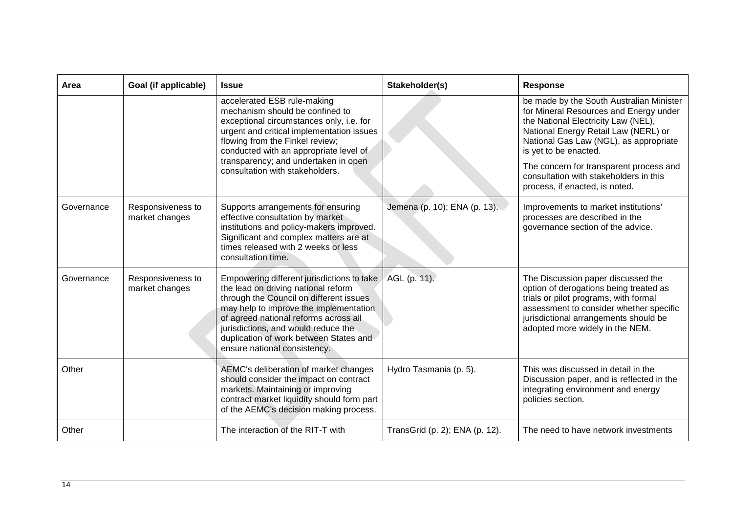| Area | Goal (if applicable) | Issue | Stakeholder(s) | Response |
|---|---|---|---|---|
| | | accelerated ESB rule-making mechanism should be confined to exceptional circumstances only, i.e. for urgent and critical implementation issues flowing from the Finkel review; conducted with an appropriate level of transparency; and undertaken in open consultation with stakeholders. | | be made by the South Australian Minister for Mineral Resources and Energy under the National Electricity Law (NEL), National Energy Retail Law (NERL) or National Gas Law (NGL), as appropriate is yet to be enacted. The concern for transparent process and consultation with stakeholders in this process, if enacted, is noted. |
| Governance | Responsiveness to market changes | Supports arrangements for ensuring effective consultation by market institutions and policy-makers improved. Significant and complex matters are at times released with 2 weeks or less consultation time. | Jemena (p. 10); ENA (p. 13). | Improvements to market institutions' processes are described in the governance section of the advice. |
| Governance | Responsiveness to market changes | Empowering different jurisdictions to take the lead on driving national reform through the Council on different issues may help to improve the implementation of agreed national reforms across all jurisdictions, and would reduce the duplication of work between States and ensure national consistency. | AGL (p. 11). | The Discussion paper discussed the option of derogations being treated as trials or pilot programs, with formal assessment to consider whether specific jurisdictional arrangements should be adopted more widely in the NEM. |
| Other | | AEMC's deliberation of market changes should consider the impact on contract markets. Maintaining or improving contract market liquidity should form part of the AEMC's decision making process. | Hydro Tasmania (p. 5). | This was discussed in detail in the Discussion paper, and is reflected in the integrating environment and energy policies section. |
| Other | | The interaction of the RIT-T with | TransGrid (p. 2); ENA (p. 12). | The need to have network investments |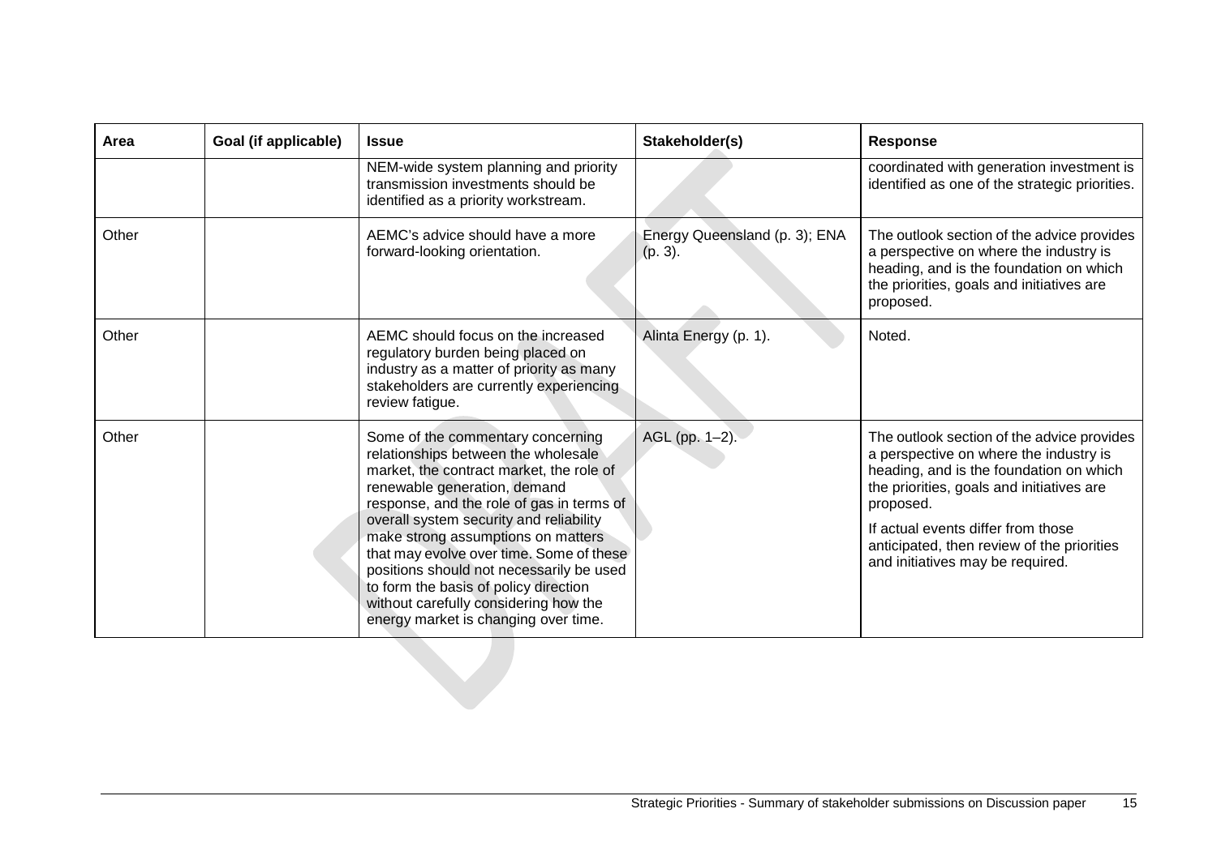| Area | Goal (if applicable) | Issue | Stakeholder(s) | Response |
|---|---|---|---|---|
| | | NEM-wide system planning and priority transmission investments should be identified as a priority workstream. | | coordinated with generation investment is identified as one of the strategic priorities. |
| Other | | AEMC's advice should have a more forward-looking orientation. | Energy Queensland (p. 3); ENA (p. 3). | The outlook section of the advice provides a perspective on where the industry is heading, and is the foundation on which the priorities, goals and initiatives are proposed. |
| Other | | AEMC should focus on the increased regulatory burden being placed on industry as a matter of priority as many stakeholders are currently experiencing review fatigue. | Alinta Energy (p. 1). | Noted. |
| Other | | Some of the commentary concerning relationships between the wholesale market, the contract market, the role of renewable generation, demand response, and the role of gas in terms of overall system security and reliability make strong assumptions on matters that may evolve over time. Some of these positions should not necessarily be used to form the basis of policy direction without carefully considering how the energy market is changing over time. | AGL (pp. 1–2). | The outlook section of the advice provides a perspective on where the industry is heading, and is the foundation on which the priorities, goals and initiatives are proposed.<br><br>If actual events differ from those anticipated, then review of the priorities and initiatives may be required. |